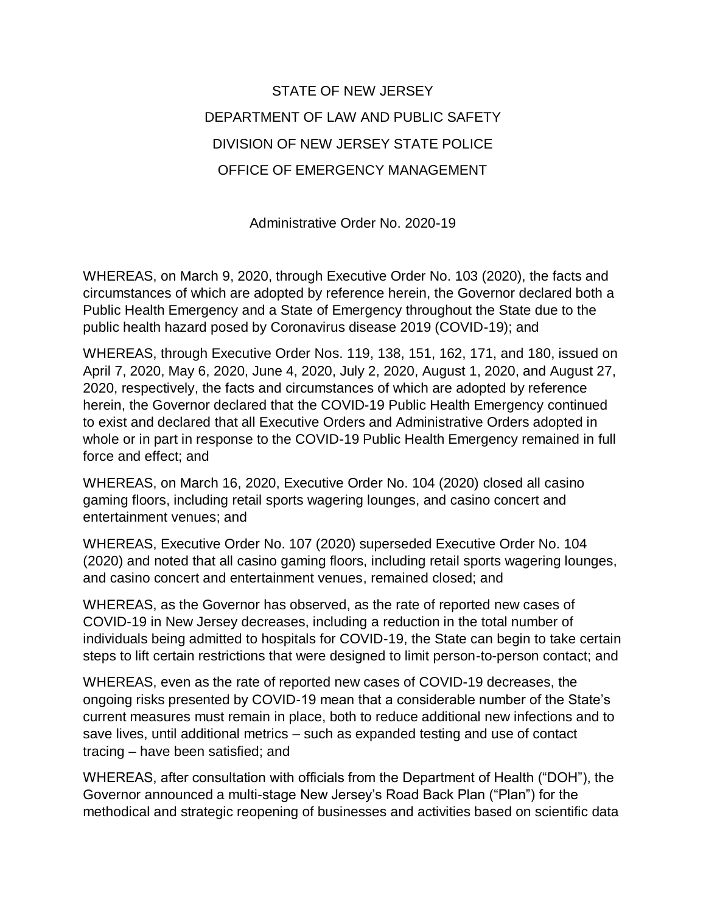# STATE OF NEW JERSEY

# DEPARTMENT OF LAW AND PUBLIC SAFETY

# DIVISION OF NEW JERSEY STATE POLICE

# OFFICE OF EMERGENCY MANAGEMENT

Administrative Order No. 2020-19

WHEREAS, on March 9, 2020, through Executive Order No. 103 (2020), the facts and circumstances of which are adopted by reference herein, the Governor declared both a Public Health Emergency and a State of Emergency throughout the State due to the public health hazard posed by Coronavirus disease 2019 (COVID-19); and

WHEREAS, through Executive Order Nos. 119, 138, 151, 162, 171, and 180, issued on April 7, 2020, May 6, 2020, June 4, 2020, July 2, 2020, August 1, 2020, and August 27, 2020, respectively, the facts and circumstances of which are adopted by reference herein, the Governor declared that the COVID-19 Public Health Emergency continued to exist and declared that all Executive Orders and Administrative Orders adopted in whole or in part in response to the COVID-19 Public Health Emergency remained in full force and effect; and

WHEREAS, on March 16, 2020, Executive Order No. 104 (2020) closed all casino gaming floors, including retail sports wagering lounges, and casino concert and entertainment venues; and

WHEREAS, Executive Order No. 107 (2020) superseded Executive Order No. 104 (2020) and noted that all casino gaming floors, including retail sports wagering lounges, and casino concert and entertainment venues, remained closed; and

WHEREAS, as the Governor has observed, as the rate of reported new cases of COVID-19 in New Jersey decreases, including a reduction in the total number of individuals being admitted to hospitals for COVID-19, the State can begin to take certain steps to lift certain restrictions that were designed to limit person-to-person contact; and

WHEREAS, even as the rate of reported new cases of COVID-19 decreases, the ongoing risks presented by COVID-19 mean that a considerable number of the State's current measures must remain in place, both to reduce additional new infections and to save lives, until additional metrics – such as expanded testing and use of contact tracing – have been satisfied; and

WHEREAS, after consultation with officials from the Department of Health ("DOH"), the Governor announced a multi-stage New Jersey's Road Back Plan ("Plan") for the methodical and strategic reopening of businesses and activities based on scientific data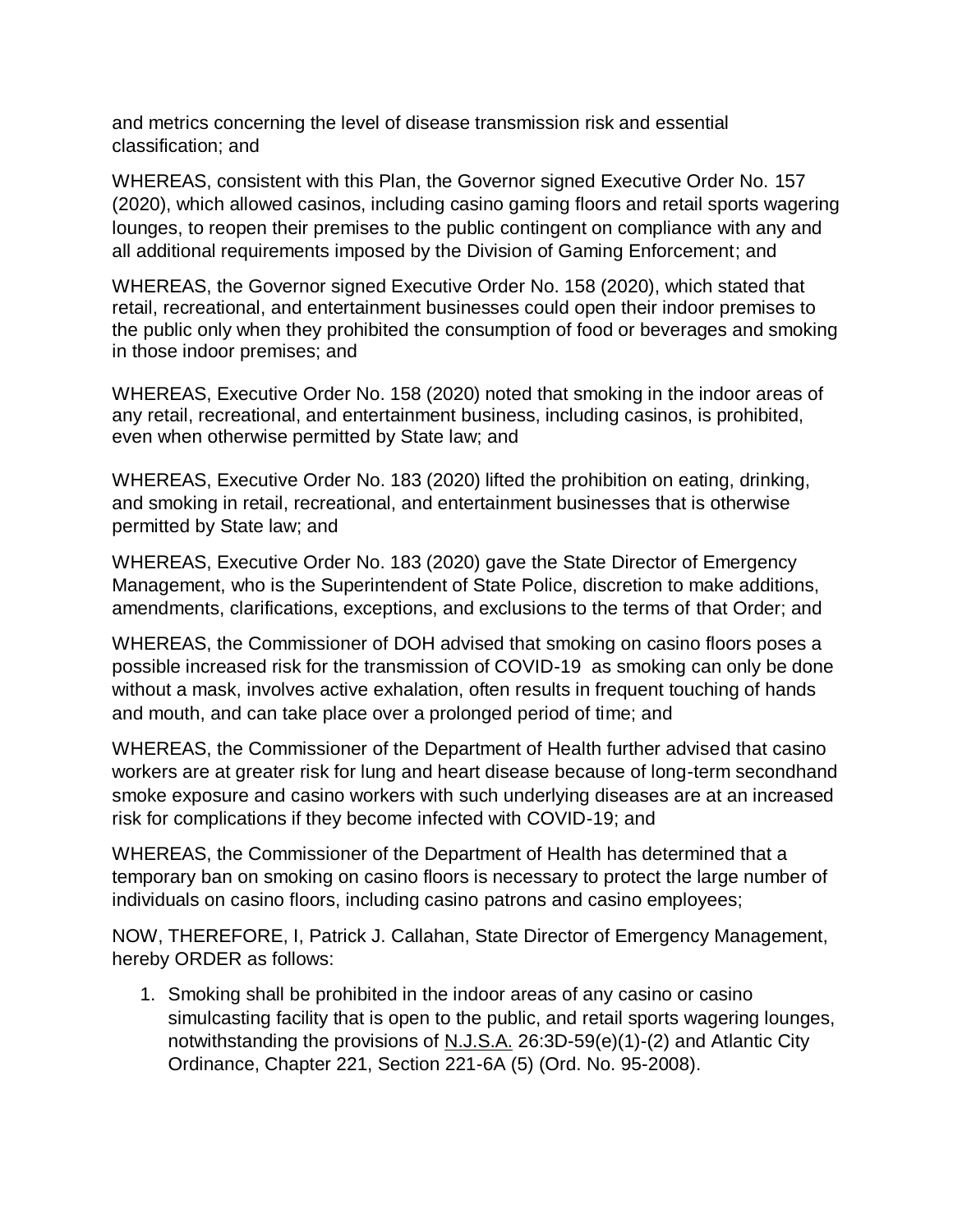and metrics concerning the level of disease transmission risk and essential classification; and

WHEREAS, consistent with this Plan, the Governor signed Executive Order No. 157 (2020), which allowed casinos, including casino gaming floors and retail sports wagering lounges, to reopen their premises to the public contingent on compliance with any and all additional requirements imposed by the Division of Gaming Enforcement; and

WHEREAS, the Governor signed Executive Order No. 158 (2020), which stated that retail, recreational, and entertainment businesses could open their indoor premises to the public only when they prohibited the consumption of food or beverages and smoking in those indoor premises; and

WHEREAS, Executive Order No. 158 (2020) noted that smoking in the indoor areas of any retail, recreational, and entertainment business, including casinos, is prohibited, even when otherwise permitted by State law; and

WHEREAS, Executive Order No. 183 (2020) lifted the prohibition on eating, drinking, and smoking in retail, recreational, and entertainment businesses that is otherwise permitted by State law; and

WHEREAS, Executive Order No. 183 (2020) gave the State Director of Emergency Management, who is the Superintendent of State Police, discretion to make additions, amendments, clarifications, exceptions, and exclusions to the terms of that Order; and

WHEREAS, the Commissioner of DOH advised that smoking on casino floors poses a possible increased risk for the transmission of COVID-19 as smoking can only be done without a mask, involves active exhalation, often results in frequent touching of hands and mouth, and can take place over a prolonged period of time; and

WHEREAS, the Commissioner of the Department of Health further advised that casino workers are at greater risk for lung and heart disease because of long-term secondhand smoke exposure and casino workers with such underlying diseases are at an increased risk for complications if they become infected with COVID-19; and

WHEREAS, the Commissioner of the Department of Health has determined that a temporary ban on smoking on casino floors is necessary to protect the large number of individuals on casino floors, including casino patrons and casino employees;

NOW, THEREFORE, I, Patrick J. Callahan, State Director of Emergency Management, hereby ORDER as follows:

1. Smoking shall be prohibited in the indoor areas of any casino or casino simulcasting facility that is open to the public, and retail sports wagering lounges, notwithstanding the provisions of N.J.S.A. 26:3D-59(e)(1)-(2) and Atlantic City Ordinance, Chapter 221, Section 221-6A (5) (Ord. No. 95-2008).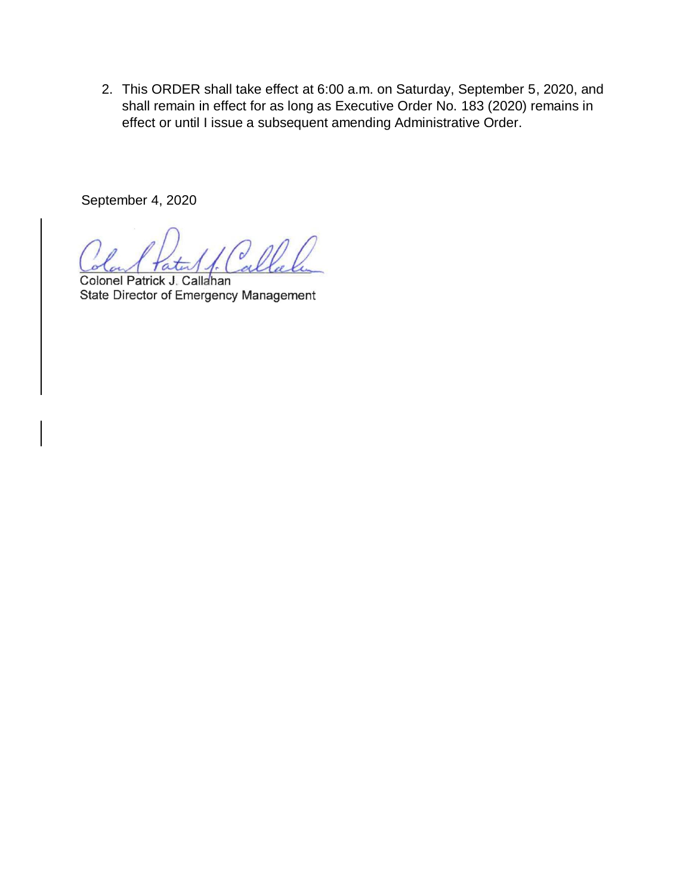2. This ORDER shall take effect at 6:00 a.m. on Saturday, September 5, 2020, and shall remain in effect for as long as Executive Order No. 183 (2020) remains in effect or until I issue a subsequent amending Administrative Order.

September 4, 2020

Colonel Patrick J. Callahan
State Director of Emergency Management